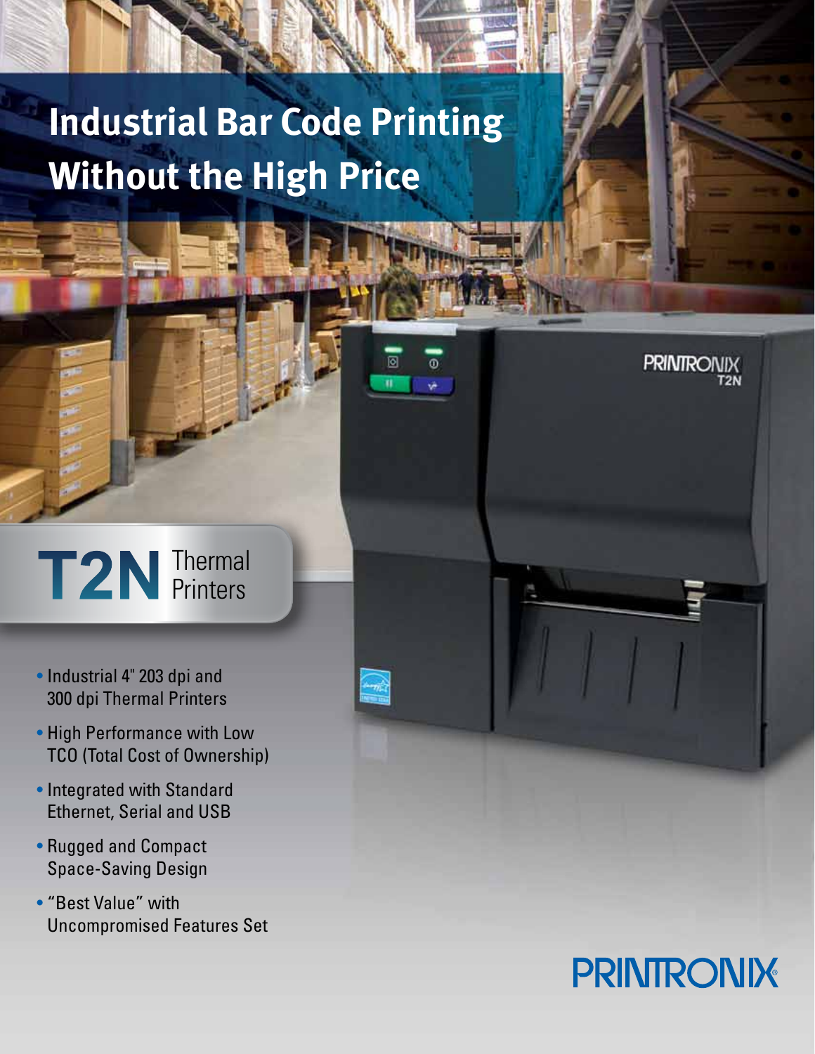# Industrial Bar Code Printing Without the High Price

## T2N Thermal Printers

- Industrial 4" 203 dpi and 300 dpi Thermal Printers
- High Performance with Low TCO (Total Cost of Ownership)
- Integrated with Standard Ethernet, Serial and USB
- Rugged and Compact Space-Saving Design
- "Best Value" with Uncompromised Features Set

PRINTRONIX®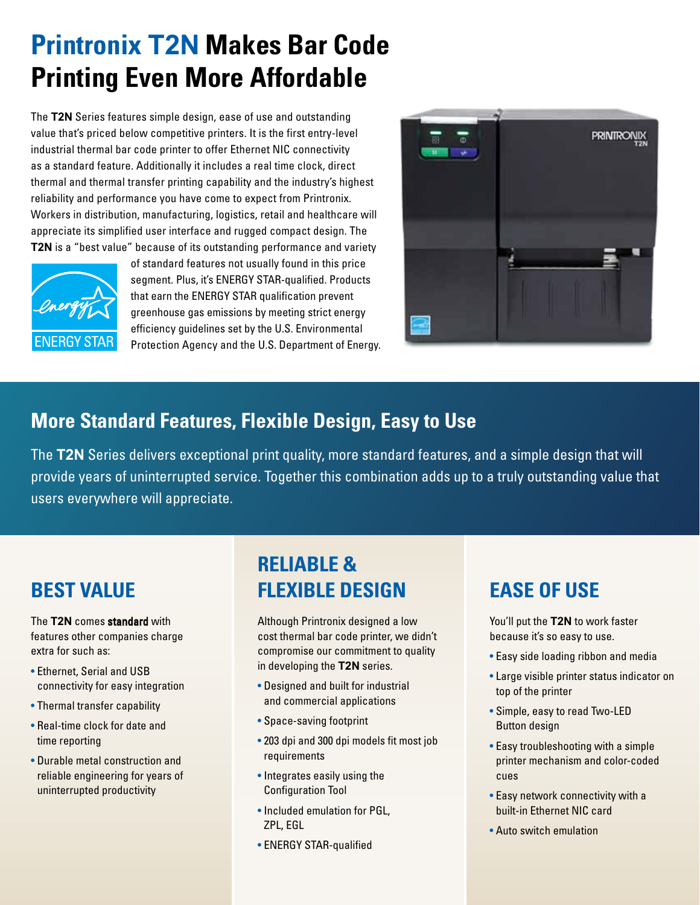# Printronix T2N Makes Bar Code Printing Even More Affordable

The **T2N** Series features simple design, ease of use and outstanding value that's priced below competitive printers. It is the first entry-level industrial thermal bar code printer to offer Ethernet NIC connectivity as a standard feature. Additionally it includes a real time clock, direct thermal and thermal transfer printing capability and the industry's highest reliability and performance you have come to expect from Printronix. Workers in distribution, manufacturing, logistics, retail and healthcare will appreciate its simplified user interface and rugged compact design. The **T2N** is a "best value" because of its outstanding performance and variety of standard features not usually found in this price segment. Plus, it's ENERGY STAR-qualified. Products that earn the ENERGY STAR qualification prevent greenhouse gas emissions by meeting strict energy efficiency guidelines set by the U.S. Environmental Protection Agency and the U.S. Department of Energy.

## More Standard Features, Flexible Design, Easy to Use

The **T2N** Series delivers exceptional print quality, more standard features, and a simple design that will provide years of uninterrupted service. Together this combination adds up to a truly outstanding value that users everywhere will appreciate.

### BEST VALUE

The **T2N** comes **standard** with features other companies charge extra for such as:

- Ethernet, Serial and USB connectivity for easy integration
- Thermal transfer capability
- Real-time clock for date and time reporting
- Durable metal construction and reliable engineering for years of uninterrupted productivity

### RELIABLE & FLEXIBLE DESIGN

Although Printronix designed a low cost thermal bar code printer, we didn't compromise our commitment to quality in developing the **T2N** series.

- Designed and built for industrial and commercial applications
- Space-saving footprint
- 203 dpi and 300 dpi models fit most job requirements
- Integrates easily using the Configuration Tool
- Included emulation for PGL, ZPL, EGL
- ENERGY STAR-qualified

### EASE OF USE

You'll put the **T2N** to work faster because it's so easy to use.

- Easy side loading ribbon and media
- Large visible printer status indicator on top of the printer
- Simple, easy to read Two-LED Button design
- Easy troubleshooting with a simple printer mechanism and color-coded cues
- Easy network connectivity with a built-in Ethernet NIC card
- Auto switch emulation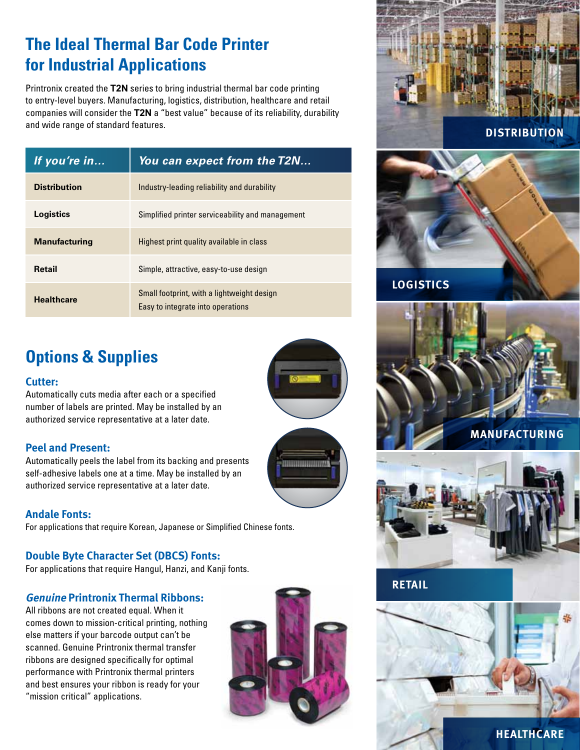## The Ideal Thermal Bar Code Printer for Industrial Applications

Printronix created the **T2N** series to bring industrial thermal bar code printing to entry-level buyers. Manufacturing, logistics, distribution, healthcare and retail companies will consider the **T2N** a "best value" because of its reliability, durability and wide range of standard features.

| *If you're in…* | *You can expect from the T2N…* |
|---|---|
| **Distribution** | Industry-leading reliability and durability |
| **Logistics** | Simplified printer serviceability and management |
| **Manufacturing** | Highest print quality available in class |
| **Retail** | Simple, attractive, easy-to-use design |
| **Healthcare** | Small footprint, with a lightweight design<br>Easy to integrate into operations |

## Options & Supplies

### Cutter:
Automatically cuts media after each or a specified number of labels are printed. May be installed by an authorized service representative at a later date.

### Peel and Present:
Automatically peels the label from its backing and presents self-adhesive labels one at a time. May be installed by an authorized service representative at a later date.

### Andale Fonts:
For applications that require Korean, Japanese or Simplified Chinese fonts.

### Double Byte Character Set (DBCS) Fonts:
For applications that require Hangul, Hanzi, and Kanji fonts.

### *Genuine* Printronix Thermal Ribbons:
All ribbons are not created equal. When it comes down to mission-critical printing, nothing else matters if your barcode output can't be scanned. Genuine Printronix thermal transfer ribbons are designed specifically for optimal performance with Printronix thermal printers and best ensures your ribbon is ready for your "mission critical" applications.

DISTRIBUTION

LOGISTICS

MANUFACTURING

RETAIL

HEALTHCARE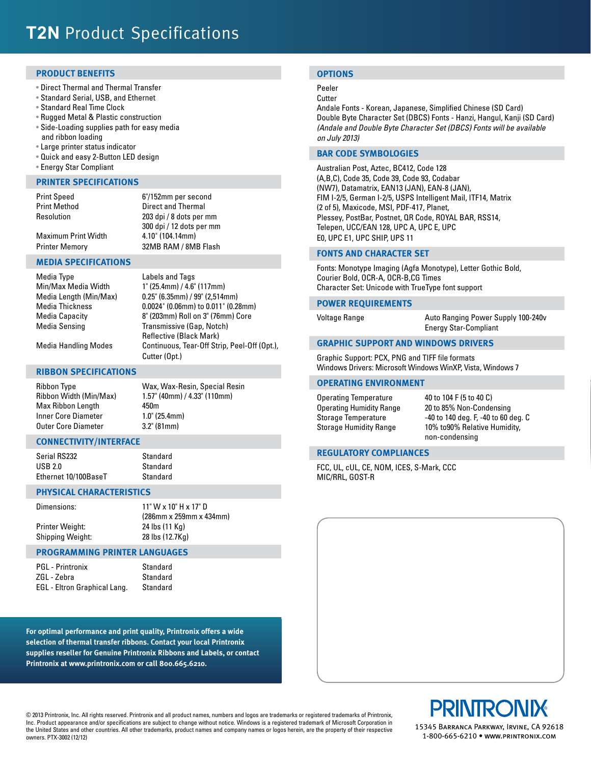# T2N Product Specifications

## PRODUCT BENEFITS

- Direct Thermal and Thermal Transfer
- Standard Serial, USB, and Ethernet
- Standard Real Time Clock
- Rugged Metal & Plastic construction
- Side-Loading supplies path for easy media and ribbon loading
- Large printer status indicator
- Quick and easy 2-Button LED design
- Energy Star Compliant

## PRINTER SPECIFICATIONS

| | |
|---|---|
| Print Speed | 6"/152mm per second |
| Print Method | Direct and Thermal |
| Resolution | 203 dpi / 8 dots per mm<br>300 dpi / 12 dots per mm |
| Maximum Print Width | 4.10" (104.14mm) |
| Printer Memory | 32MB RAM / 8MB Flash |

## MEDIA SPECIFICATIONS

| | |
|---|---|
| Media Type | Labels and Tags |
| Min/Max Media Width | 1" (25.4mm) / 4.6" (117mm) |
| Media Length (Min/Max) | 0.25" (6.35mm) / 99" (2,514mm) |
| Media Thickness | 0.0024" (0.06mm) to 0.011" (0.28mm) |
| Media Capacity | 8" (203mm) Roll on 3" (76mm) Core |
| Media Sensing | Transmissive (Gap, Notch)<br>Reflective (Black Mark) |
| Media Handling Modes | Continuous, Tear-Off Strip, Peel-Off (Opt.), Cutter (Opt.) |

## RIBBON SPECIFICATIONS

| | |
|---|---|
| Ribbon Type | Wax, Wax-Resin, Special Resin |
| Ribbon Width (Min/Max) | 1.57" (40mm) / 4.33" (110mm) |
| Max Ribbon Length | 450m |
| Inner Core Diameter | 1.0" (25.4mm) |
| Outer Core Diameter | 3.2" (81mm) |

## CONNECTIVITY/INTERFACE

| | |
|---|---|
| Serial RS232 | Standard |
| USB 2.0 | Standard |
| Ethernet 10/100BaseT | Standard |

## PHYSICAL CHARACTERISTICS

| | |
|---|---|
| Dimensions: | 11" W x 10" H x 17" D<br>(286mm x 259mm x 434mm) |
| Printer Weight: | 24 lbs (11 Kg) |
| Shipping Weight: | 28 lbs (12.7Kg) |

## PROGRAMMING PRINTER LANGUAGES

| | |
|---|---|
| PGL - Printronix | Standard |
| ZGL - Zebra | Standard |
| EGL - Eltron Graphical Lang. | Standard |

**For optimal performance and print quality, Printronix offers a wide selection of thermal transfer ribbons. Contact your local Printronix supplies reseller for Genuine Printronix Ribbons and Labels, or contact Printronix at www.printronix.com or call 800.665.6210.**

## OPTIONS

Peeler
Cutter
Andale Fonts - Korean, Japanese, Simplified Chinese (SD Card)
Double Byte Character Set (DBCS) Fonts - Hanzi, Hangul, Kanji (SD Card)
*(Andale and Double Byte Character Set (DBCS) Fonts will be available on July 2013)*

## BAR CODE SYMBOLOGIES

Australian Post, Aztec, BC412, Code 128 (A,B,C), Code 35, Code 39, Code 93, Codabar (NW7), Datamatrix, EAN13 (JAN), EAN-8 (JAN), FIM I-2/5, German I-2/5, USPS Intelligent Mail, ITF14, Matrix (2 of 5), Maxicode, MSI, PDF-417, Planet, Plessey, PostBar, Postnet, QR Code, ROYAL BAR, RSS14, Telepen, UCC/EAN 128, UPC A, UPC E, UPC E0, UPC E1, UPC SHIP, UPS 11

## FONTS AND CHARACTER SET

Fonts: Monotype Imaging (Agfa Monotype), Letter Gothic Bold, Courier Bold, OCR-A, OCR-B,CG Times
Character Set: Unicode with TrueType font support

## POWER REQUIREMENTS

| | |
|---|---|
| Voltage Range | Auto Ranging Power Supply 100-240v<br>Energy Star-Compliant |

## GRAPHIC SUPPORT AND WINDOWS DRIVERS

Graphic Support: PCX, PNG and TIFF file formats
Windows Drivers: Microsoft Windows WinXP, Vista, Windows 7

## OPERATING ENVIRONMENT

| | |
|---|---|
| Operating Temperature | 40 to 104 F (5 to 40 C) |
| Operating Humidity Range | 20 to 85% Non-Condensing |
| Storage Temperature | -40 to 140 deg. F, -40 to 60 deg. C |
| Storage Humidity Range | 10% to90% Relative Humidity, non-condensing |

## REGULATORY COMPLIANCES

FCC, UL, cUL, CE, NOM, ICES, S-Mark, CCC
MIC/RRL, GOST-R

© 2013 Printronix, Inc. All rights reserved. Printronix and all product names, numbers and logos are trademarks or registered trademarks of Printronix, Inc. Product appearance and/or specifications are subject to change without notice. Windows is a registered trademark of Microsoft Corporation in the United States and other countries. All other trademarks, product names and company names or logos herein, are the property of their respective owners. PTX-3002 (12/12)

PRINTRONIX
15345 Barranca Parkway, Irvine, CA 92618
1-800-665-6210 • www.printronix.com